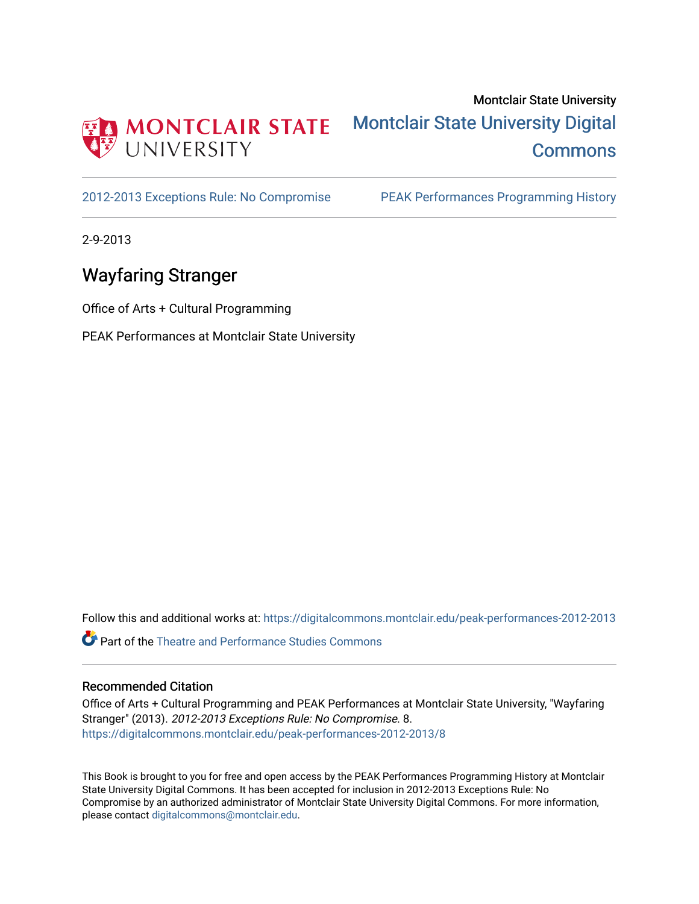Montclair State University

Montclair State University Digital Commons

2012-2013 Exceptions Rule: No Compromise

PEAK Performances Programming History

2-9-2013

# Wayfaring Stranger

Office of Arts + Cultural Programming

PEAK Performances at Montclair State University

Follow this and additional works at: https://digitalcommons.montclair.edu/peak-performances-2012-2013

Part of the Theatre and Performance Studies Commons

## Recommended Citation

Office of Arts + Cultural Programming and PEAK Performances at Montclair State University, "Wayfaring Stranger" (2013). *2012-2013 Exceptions Rule: No Compromise*. 8.
https://digitalcommons.montclair.edu/peak-performances-2012-2013/8

This Book is brought to you for free and open access by the PEAK Performances Programming History at Montclair State University Digital Commons. It has been accepted for inclusion in 2012-2013 Exceptions Rule: No Compromise by an authorized administrator of Montclair State University Digital Commons. For more information, please contact digitalcommons@montclair.edu.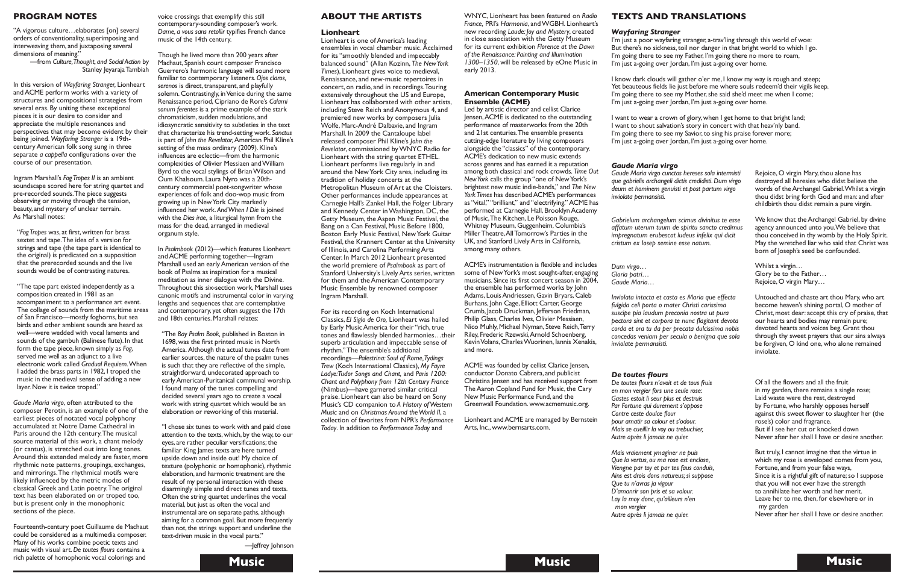## PROGRAM NOTES

"A vigorous culture…elaborates [on] several orders of conventionality, superimposing and interweaving them, and juxtaposing several dimensions of meaning."
—from *Culture, Thought, and Social Action* by Stanley Jeyaraja Tambiah

In this version of *Wayfaring Stranger*, Lionheart and ACME perform works with a variety of structures and compositional strategies from several eras. By uniting these exceptional pieces it is our desire to consider and appreciate the multiple resonances and perspectives that may become evident by their being joined. *Wayfaring Stranger* is a 19th-century American folk song sung in three separate *a cappella* configurations over the course of our presentation.

Ingram Marshall's *Fog Tropes II* is an ambient soundscape scored here for string quartet and pre-recorded sounds. The piece suggests observing or moving through the tension, beauty, and mystery of unclear terrain. As Marshall notes:

"*Fog Tropes* was, at first, written for brass sextet and tape. The idea of a version for strings and tape (the tape part is identical to the original) is predicated on a supposition that the prerecorded sounds and the live sounds would be of contrasting natures.

"The tape part existed independently as a composition created in 1981 as an accompaniment to a performance art event. The collage of sounds from the maritime areas of San Francisco—mostly foghorns, but sea birds and other ambient sounds are heard as well—were wedded with vocal laments and sounds of the gambuh (Balinese flute). In that form the tape piece, known simply as *Fog*, served me well as an adjunct to a live electronic work called *Gradual Requiem*. When I added the brass parts in 1982, I troped the music in the medieval sense of adding a new layer. Now it is twice troped."

*Gaude Maria virgo*, often attributed to the composer Perotin, is an example of one of the earliest pieces of notated vocal polyphony accumulated at Notre Dame Cathedral in Paris around the 12th century. The musical source material of this work, a chant melody (or cantus), is stretched out into long tones. Around this extended melody are faster, more rhythmic note patterns, groupings, exchanges, and mirrorings. The rhythmical motifs were likely influenced by the metric modes of classical Greek and Latin poetry. The original text has been elaborated on or troped too, but is present only in the monophonic sections of the piece.

Fourteenth-century poet Guillaume de Machaut could be considered as a multimedia composer. Many of his works combine poetic texts and music with visual art. *De toutes flours* contains a rich palette of homophonic vocal colorings and voice crossings that exemplify this still contemporary-sounding composer's work. *Dame, a vous sans retollir* typifies French dance music of the 14th century.

Though he lived more than 200 years after Machaut, Spanish court composer Francisco Guerrero's harmonic language will sound more familiar to contemporary listeners. *Ojos claros, serenos* is direct, transparent, and playfully solemn. Contrastingly, in Venice during the same Renaissance period, Cipriano de Rore's *Calami sonum ferentes* is a prime example of the stark chromaticism, sudden modulations, and idiosyncratic sensitivity to subtleties in the text that characterize his trend-setting work. *Sanctus* is part of *John the Revelator*, American Phil Kline's setting of the mass ordinary (2009). Kline's influences are eclectic—from the harmonic complexities of Olivier Messiaen and William Byrd to the vocal stylings of Brian Wilson and Oum Khalsoum. Laura Nyro was a 20th-century commercial poet-songwriter whose experiences of folk and doo-wop music from growing up in New York City markedly influenced her work. *And When I Die* is joined with the *Dies irae*, a liturgical hymn from the mass for the dead, arranged in medieval organum style.

In *Psalmbook* (2012)—which features Lionheart and ACME performing together—Ingram Marshall used an early American version of the book of Psalms as inspiration for a musical meditation as inner dialogue with the Divine. Throughout this six-section work, Marshall uses canonic motifs and instrumental color in varying lengths and sequences that are contemplative and contemporary, yet often suggest the 17th and 18th centuries. Marshall relates:

"The *Bay Psalm Book*, published in Boston in 1698, was the first printed music in North America. Although the actual tunes date from earlier sources, the nature of the psalm tunes is such that they are reflective of the simple, straightforward, undecorated approach to early American-Puritanical communal worship. I found many of the tunes compelling and decided several years ago to create a vocal work with string quartet which would be an elaboration or reworking of this material.

"I chose six tunes to work with and paid close attention to the texts, which, by the way, to our eyes, are rather peculiar versifications; the familiar King James texts are here turned upside down and inside out! My choice of texture (polyphonic or homophonic), rhythmic elaboration, and harmonic treatment are the result of my personal interaction with these disarmingly simple and direct tunes and texts. Often the string quartet underlines the vocal material, but just as often the vocal and instrumental are on separate paths, although aiming for a common goal. But more frequently than not, the strings support and underline the text-driven music in the vocal parts."

—Jeffrey Johnson

## ABOUT THE ARTISTS

### Lionheart

Lionheart is one of America's leading ensembles in vocal chamber music. Acclaimed for its "smoothly blended and impeccably balanced sound" (Allan Kozinn, *The New York Times*), Lionheart gives voice to medieval, Renaissance, and new-music repertoires in concert, on radio, and in recordings. Touring extensively throughout the US and Europe, Lionheart has collaborated with other artists, including Steve Reich and Anonymous 4, and premiered new works by composers Julia Wolfe, Marc-André Dalbavie, and Ingram Marshall. In 2009 the Cantaloupe label released composer Phil Kline's *John the Revelator*, commissioned by WNYC Radio for Lionheart with the string quartet ETHEL. Lionheart performs live regularly in and around the New York City area, including its tradition of holiday concerts at the Metropolitan Museum of Art at the Cloisters. Other performances include appearances at Carnegie Hall's Zankel Hall, the Folger Library and Kennedy Center in Washington, DC, the Getty Museum, the Aspen Music Festival, the Bang on a Can Festival, Music Before 1800, Boston Early Music Festival, New York Guitar Festival, the Krannert Center at the University of Illinois, and Carolina Performing Arts Center. In March 2012 Lionheart presented the world premiere of *Psalmbook* as part of Stanford University's Lively Arts series, written for them and the American Contemporary Music Ensemble by renowned composer Ingram Marshall.

For its recording on Koch International Classics, *El Siglo de Oro*, Lionheart was hailed by Early Music America for their "rich, true tones and flawlessly blended harmonies…their superb articulation and impeccable sense of rhythm." The ensemble's additional recordings—*Palestrina: Soul of Rome*, *Tydings Trew* (Koch International Classics), *My Fayre Ladye: Tudor Songs and Chant,* and *Paris 1200: Chant and Polyphony from 12th Century France* (Nimbus)—have garnered similar critical praise. Lionheart can also be heard on Sony Music's CD companion to *A History of Western Music* and on *Christmas Around the World II*, a collection of favorites from NPR's *Performance Today*. In addition to *Performance Today* and WNYC, Lionheart has been featured on *Radio France*, PRI's *Harmonia*, and WGBH. Lionheart's new recording *Laude: Joy and Mystery*, created in close association with the Getty Museum for its current exhibition *Florence at the Dawn of the Renaissance: Painting and Illumination 1300–1350*, will be released by eOne Music in early 2013.

### American Contemporary Music Ensemble (ACME)

Led by artistic director and cellist Clarice Jensen, ACME is dedicated to the outstanding performance of masterworks from the 20th and 21st centuries. The ensemble presents cutting-edge literature by living composers alongside the "classics" of the contemporary. ACME's dedication to new music extends across genres and has earned it a reputation among both classical and rock crowds. *Time Out New York* calls the group "one of New York's brightest new music indie-bands," and *The New York Times* has described ACME's performances as "vital," "brilliant," and "electrifying." ACME has performed at Carnegie Hall, Brooklyn Academy of Music, The Kitchen, Le Poisson Rouge, Whitney Museum, Guggenheim, Columbia's Miller Theatre, All Tomorrow's Parties in the UK, and Stanford Lively Arts in California, among many others.

ACME's instrumentation is flexible and includes some of New York's most sought-after, engaging musicians. Since its first concert season in 2004, the ensemble has performed works by John Adams, Louis Andriessen, Gavin Bryars, Caleb Burhans, John Cage, Elliott Carter, George Crumb, Jacob Druckman, Jefferson Friedman, Philip Glass, Charles Ives, Olivier Messiaen, Nico Muhly, Michael Nyman, Steve Reich, Terry Riley, Frederic Rzewski, Arnold Schoenberg, Kevin Volans, Charles Wuorinen, Iannis Xenakis, and more.

ACME was founded by cellist Clarice Jensen, conductor Donato Cabrera, and publicist Christina Jensen and has received support from The Aaron Copland Fund for Music, the Cary New Music Performance Fund, and the Greenwall Foundation. www.acmemusic.org.

Lionheart and ACME are managed by Bernstein Arts, Inc., www.bernsarts.com.

## TEXTS AND TRANSLATIONS

### *Wayfaring Stranger*

I'm just a poor wayfaring stranger, a-trav'ling through this world of woe:
But there's no sickness, toil nor danger in that bright world to which I go.
I'm going there to see my Father, I'm going there no more to roam,
I'm just a-going over Jordan, I'm just a-going over home.

I know dark clouds will gather o'er me, I know my way is rough and steep;
Yet beauteous fields lie just before me where souls redeem'd their vigils keep.
I'm going there to see my Mother, she said she'd meet me when I come;
I'm just a-going over Jordan, I'm just a-going over home.

I want to wear a crown of glory, when I get home to that bright land;
I want to shout salvation's story in concert with that heav'nly band.
I'm going there to see my Savior, to sing his praise forever more;
I'm just a-going over Jordan, I'm just a-going over home.

### *Gaude Maria virgo*

*Gaude Maria virgo cunctas hereses sola intermisti que gabrielis archangeli dictis credidisti. Dum virgo deum et hominem genuisti et post partum virgo inviolata permansisti.*

Rejoice, O virgin Mary, thou alone has destroyed all heresies who didst believe the words of the Archangel Gabriel. Whilst a virgin thou didst bring forth God and man: and after childbirth thou didst remain a pure virgin.

*Gabrielum archangelum scimus divinitus te esse affatum uterum tuum de spiritu sancto credimus impregnatum erubescat ludeus infelix qui dicit cristum ex Iosep semine esse natum.*

We know that the Archangel Gabriel, by divine agency announced unto you. We believe that thou conceived in thy womb by the Holy Spirit. May the wretched liar who said that Christ was born of Joseph's seed be confounded.

*Dum virgo…*
*Gloria patri…*
*Gaude Maria…*

Whilst a virgin…
Glory be to the Father…
Rejoice, O virgin Mary…

*Inviolata intacta et casta es Maria que effecta fulgida celi porta o mater Christi carissima suscipe pia laudum preconia nostra ut pura pectora sint et corpora te nunc flagitant devota corda et ora tu da per precata dulcissima nobis concedas veniam per secula o benigna que sola inviolate permansisti.*

Untouched and chaste art thou Mary, who art become heaven's shining portal, O mother of Christ, most dear: accept this cry of praise, that our hearts and bodies may remain pure; devoted hearts and voices beg. Grant thou through thy sweet prayers that our sins always be forgiven, O kind one, who alone remained inviolate.

### *De toutes flours*

*De toutes flours n'avoit et de tous fruis*
*en mon vergier fors une seule rose:*
*Gastes estoit li seur plus et destruis*
*Par Fortune qui durement s'oppose*
*Contre ceste doulce flour*
*pour amatir sa colour et s'odour.*
*Mais se cueillir la voy ou trebuchier,*
*Autre après li jamais ne quier.*

Of all the flowers and all the fruit
in my garden, there remains a single rose;
Laid waste were the rest, destroyed
by Fortune, who harshly opposes herself
against this sweet flower to slaughter her (the rose's) color and fragrance.
But if I see her cut or knocked down
Never after her shall I have or desire another.

*Mais vraiement ymaginer ne puis*
*Que la vertus, ou ma rose est enclose,*
*Viengne par toy et par tes faus conduis,*
*Ains est drois dons natureus; si suppose*
*Que tu n'avras ja vigour*
*D'amanrir son pris et sa valour.*
*Lay la moy donc, qu'ailleurs n'en*
*mon vergier*
*Autre après li jamais ne quier.*

But truly, I cannot imagine that the virtue in which my rose is enveloped comes from you, Fortune, and from your false ways,
Since it is a rightful gift of nature; so I suppose that you will not ever have the strength
to annihilate her worth and her merit.
Leave her to me, then, for elsewhere or in
my garden
Never after her shall I have or desire another.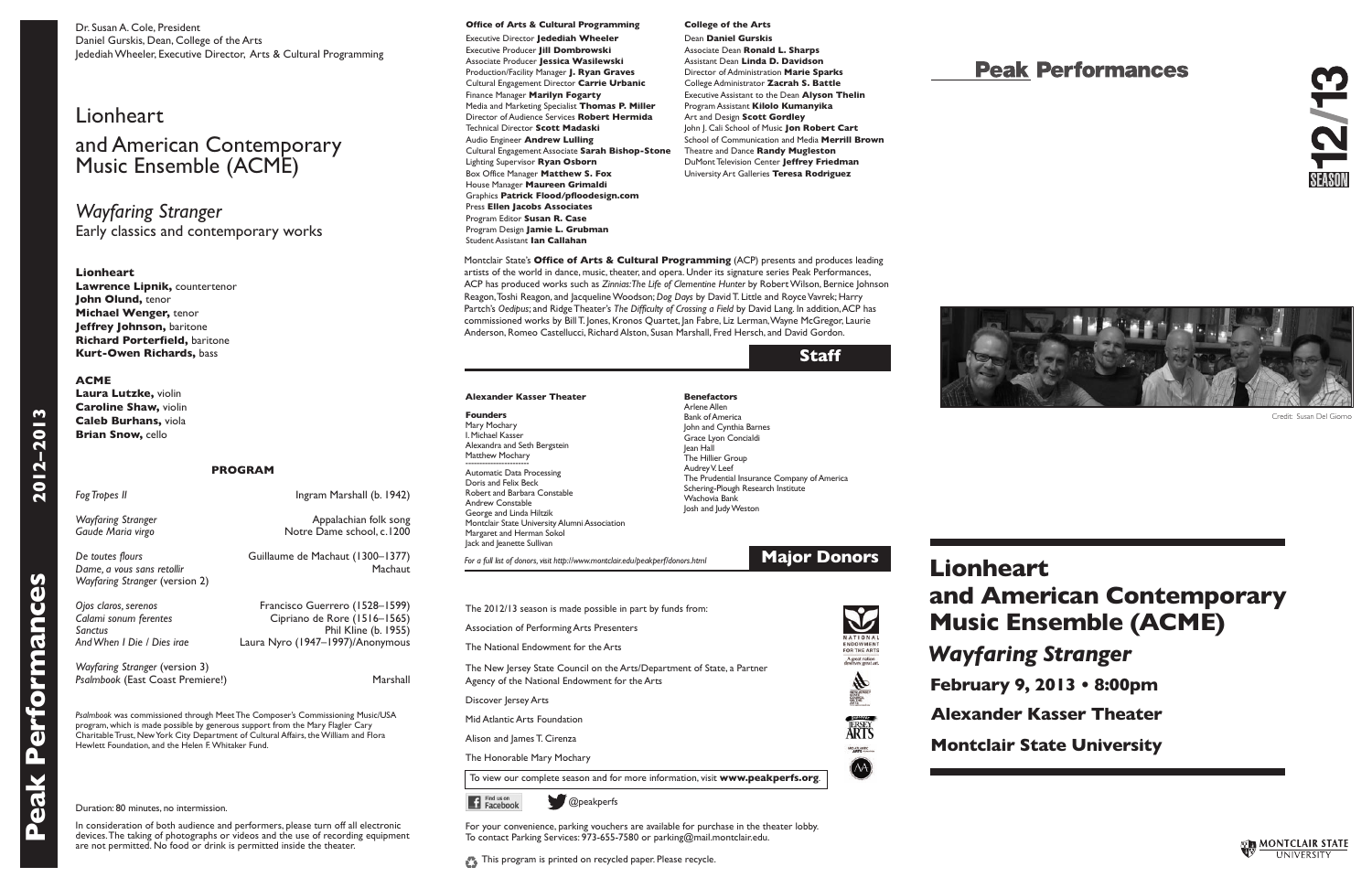Dr. Susan A. Cole, President
Daniel Gurskis, Dean, College of the Arts
Jedediah Wheeler, Executive Director, Arts & Cultural Programming

# Lionheart

## and American Contemporary Music Ensemble (ACME)

## *Wayfaring Stranger*

Early classics and contemporary works

**Lionheart**
**Lawrence Lipnik,** countertenor
**John Olund,** tenor
**Michael Wenger,** tenor
**Jeffrey Johnson,** baritone
**Richard Porterfield,** baritone
**Kurt-Owen Richards,** bass

**ACME**
**Laura Lutzke,** violin
**Caroline Shaw,** violin
**Caleb Burhans,** viola
**Brian Snow,** cello

### PROGRAM

| | |
|---|---|
| *Fog Tropes II* | Ingram Marshall (b. 1942) |
| *Wayfaring Stranger* | Appalachian folk song |
| *Gaude Maria virgo* | Notre Dame school, c.1200 |
| *De toutes flours* | Guillaume de Machaut (1300–1377) |
| *Dame, a vous sans retollir* | Machaut |
| *Wayfaring Stranger* (version 2) | |
| *Ojos claros, serenos* | Francisco Guerrero (1528–1599) |
| *Calami sonum ferentes* | Cipriano de Rore (1516–1565) |
| *Sanctus* | Phil Kline (b. 1955) |
| *And When I Die / Dies irae* | Laura Nyro (1947–1997)/Anonymous |
| *Wayfaring Stranger* (version 3) | |
| *Psalmbook* (East Coast Premiere!) | Marshall |

*Psalmbook* was commissioned through Meet The Composer's Commissioning Music/USA program, which is made possible by generous support from the Mary Flagler Cary Charitable Trust, New York City Department of Cultural Affairs, the William and Flora Hewlett Foundation, and the Helen F. Whitaker Fund.

Duration: 80 minutes, no intermission.

In consideration of both audience and performers, please turn off all electronic devices. The taking of photographs or videos and the use of recording equipment are not permitted. No food or drink is permitted inside the theater.

2012–2013

**Peak Performances**

## Staff

**Office of Arts & Cultural Programming**
Executive Director **Jedediah Wheeler**
Executive Producer **Jill Dombrowski**
Associate Producer **Jessica Wasilewski**
Production/Facility Manager **J. Ryan Graves**
Cultural Engagement Director **Carrie Urbanic**
Finance Manager **Marilyn Fogarty**
Media and Marketing Specialist **Thomas P. Miller**
Director of Audience Services **Robert Hermida**
Technical Director **Scott Madaski**
Audio Engineer **Andrew Lulling**
Cultural Engagement Associate **Sarah Bishop-Stone**
Lighting Supervisor **Ryan Osborn**
Box Office Manager **Matthew S. Fox**
House Manager **Maureen Grimaldi**
Graphics **Patrick Flood/pfloodesign.com**
Press **Ellen Jacobs Associates**
Program Editor **Susan R. Case**
Program Design **Jamie L. Grubman**
Student Assistant **Ian Callahan**

**College of the Arts**
Dean **Daniel Gurskis**
Associate Dean **Ronald L. Sharps**
Assistant Dean **Linda D. Davidson**
Director of Administration **Marie Sparks**
College Administrator **Zacrah S. Battle**
Executive Assistant to the Dean **Alyson Thelin**
Program Assistant **Kilolo Kumanyika**
Art and Design **Scott Gordley**
John J. Cali School of Music **Jon Robert Cart**
School of Communication and Media **Merrill Brown**
Theatre and Dance **Randy Mugleston**
DuMont Television Center **Jeffrey Friedman**
University Art Galleries **Teresa Rodriguez**

Montclair State's **Office of Arts & Cultural Programming** (ACP) presents and produces leading artists of the world in dance, music, theater, and opera. Under its signature series Peak Performances, ACP has produced works such as *Zinnias: The Life of Clementine Hunter* by Robert Wilson, Bernice Johnson Reagon, Toshi Reagon, and Jacqueline Woodson; *Dog Days* by David T. Little and Royce Vavrek; Harry Partch's *Oedipus*; and Ridge Theater's *The Difficulty of Crossing a Field* by David Lang. In addition, ACP has commissioned works by Bill T. Jones, Kronos Quartet, Jan Fabre, Liz Lerman, Wayne McGregor, Laurie Anderson, Romeo Castellucci, Richard Alston, Susan Marshall, Fred Hersch, and David Gordon.

## Major Donors

**Alexander Kasser Theater**

**Founders**
Mary Mochary
I. Michael Kasser
Alexandra and Seth Bergstein
Matthew Mochary
Automatic Data Processing
Doris and Felix Beck
Robert and Barbara Constable
Andrew Constable
George and Linda Hiltzik
Montclair State University Alumni Association
Margaret and Herman Sokol
Jack and Jeanette Sullivan

**Benefactors**
Arlene Allen
Bank of America
John and Cynthia Barnes
Grace Lyon Concialdi
Jean Hall
The Hillier Group
Audrey V. Leef
The Prudential Insurance Company of America
Schering-Plough Research Institute
Wachovia Bank
Josh and Judy Weston

*For a full list of donors, visit http://www.montclair.edu/peakperf/donors.html*

The 2012/13 season is made possible in part by funds from:

Association of Performing Arts Presenters

The National Endowment for the Arts

The New Jersey State Council on the Arts/Department of State, a Partner Agency of the National Endowment for the Arts

Discover Jersey Arts

Mid Atlantic Arts Foundation

Alison and James T. Cirenza

The Honorable Mary Mochary

To view our complete season and for more information, visit **www.peakperfs.org**.

Find us on Facebook    @peakperfs

For your convenience, parking vouchers are available for purchase in the theater lobby. To contact Parking Services: 973-655-7580 or parking@mail.montclair.edu.

This program is printed on recycled paper. Please recycle.

# Peak Performances

12/13 SEASON

Credit: Susan Del Giorno

# Lionheart and American Contemporary Music Ensemble (ACME)

## *Wayfaring Stranger*

**February 9, 2013 • 8:00pm**

**Alexander Kasser Theater**

**Montclair State University**

MONTCLAIR STATE UNIVERSITY